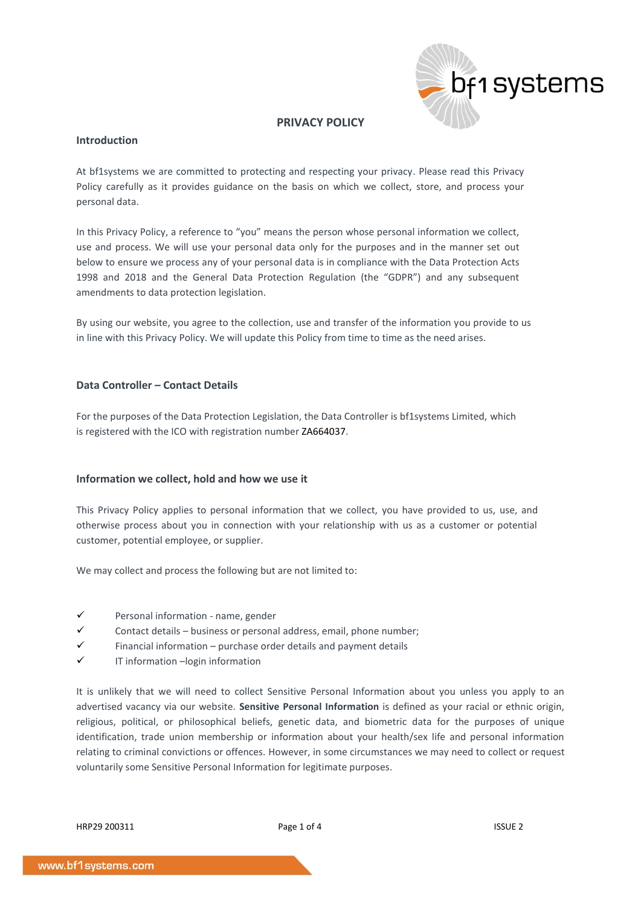# PRIVACY POLICY

## Introduction

At bf1systems we are committed to protecting and respecting your privacy. Please read this Privacy Policy carefully as it provides guidance on the basis on which we collect, store, and process your personal data.

In this Privacy Policy, a reference to "you" means the person whose personal information we collect, use and process. We will use your personal data only for the purposes and in the manner set out below to ensure we process any of your personal data is in compliance with the Data Protection Acts 1998 and 2018 and the General Data Protection Regulation (the "GDPR") and any subsequent amendments to data protection legislation.

By using our website, you agree to the collection, use and transfer of the information you provide to us in line with this Privacy Policy. We will update this Policy from time to time as the need arises.

## Data Controller – Contact Details

For the purposes of the Data Protection Legislation, the Data Controller is bf1systems Limited, which is registered with the ICO with registration number ZA664037.

## Information we collect, hold and how we use it

This Privacy Policy applies to personal information that we collect, you have provided to us, use, and otherwise process about you in connection with your relationship with us as a customer or potential customer, potential employee, or supplier.

We may collect and process the following but are not limited to:

- ✓ Personal information - name, gender
- ✓ Contact details – business or personal address, email, phone number;
- ✓ Financial information – purchase order details and payment details
- ✓ IT information –login information

It is unlikely that we will need to collect Sensitive Personal Information about you unless you apply to an advertised vacancy via our website. **Sensitive Personal Information** is defined as your racial or ethnic origin, religious, political, or philosophical beliefs, genetic data, and biometric data for the purposes of unique identification, trade union membership or information about your health/sex life and personal information relating to criminal convictions or offences. However, in some circumstances we may need to collect or request voluntarily some Sensitive Personal Information for legitimate purposes.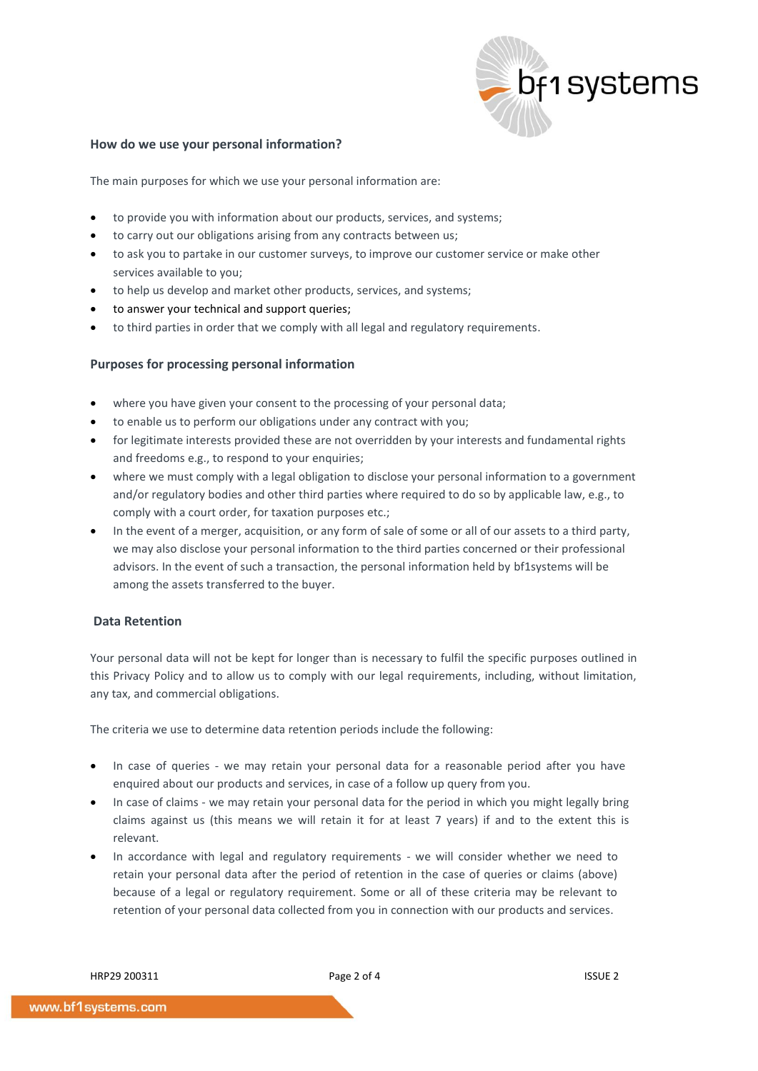### How do we use your personal information?

The main purposes for which we use your personal information are:

- to provide you with information about our products, services, and systems;
- to carry out our obligations arising from any contracts between us;
- to ask you to partake in our customer surveys, to improve our customer service or make other services available to you;
- to help us develop and market other products, services, and systems;
- to answer your technical and support queries;
- to third parties in order that we comply with all legal and regulatory requirements.

### Purposes for processing personal information

- where you have given your consent to the processing of your personal data;
- to enable us to perform our obligations under any contract with you;
- for legitimate interests provided these are not overridden by your interests and fundamental rights and freedoms e.g., to respond to your enquiries;
- where we must comply with a legal obligation to disclose your personal information to a government and/or regulatory bodies and other third parties where required to do so by applicable law, e.g., to comply with a court order, for taxation purposes etc.;
- In the event of a merger, acquisition, or any form of sale of some or all of our assets to a third party, we may also disclose your personal information to the third parties concerned or their professional advisors. In the event of such a transaction, the personal information held by bf1systems will be among the assets transferred to the buyer.

### Data Retention

Your personal data will not be kept for longer than is necessary to fulfil the specific purposes outlined in this Privacy Policy and to allow us to comply with our legal requirements, including, without limitation, any tax, and commercial obligations.

The criteria we use to determine data retention periods include the following:

- In case of queries - we may retain your personal data for a reasonable period after you have enquired about our products and services, in case of a follow up query from you.
- In case of claims - we may retain your personal data for the period in which you might legally bring claims against us (this means we will retain it for at least 7 years) if and to the extent this is relevant.
- In accordance with legal and regulatory requirements - we will consider whether we need to retain your personal data after the period of retention in the case of queries or claims (above) because of a legal or regulatory requirement. Some or all of these criteria may be relevant to retention of your personal data collected from you in connection with our products and services.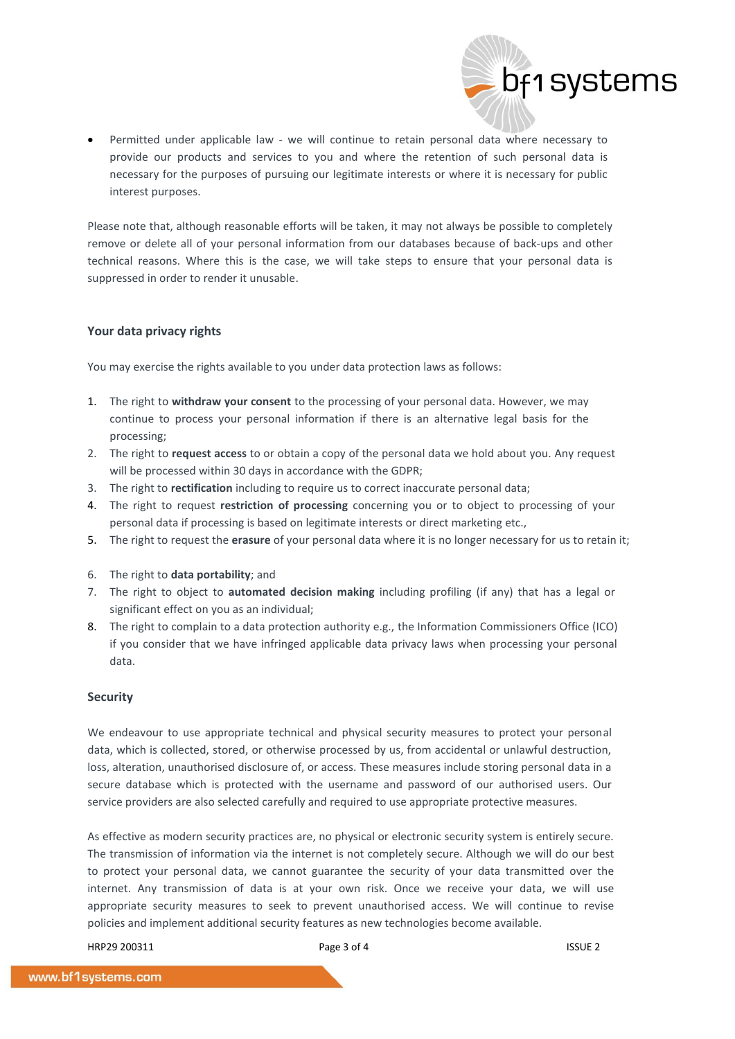- Permitted under applicable law - we will continue to retain personal data where necessary to provide our products and services to you and where the retention of such personal data is necessary for the purposes of pursuing our legitimate interests or where it is necessary for public interest purposes.

Please note that, although reasonable efforts will be taken, it may not always be possible to completely remove or delete all of your personal information from our databases because of back-ups and other technical reasons. Where this is the case, we will take steps to ensure that your personal data is suppressed in order to render it unusable.

### Your data privacy rights

You may exercise the rights available to you under data protection laws as follows:

1. The right to **withdraw your consent** to the processing of your personal data. However, we may continue to process your personal information if there is an alternative legal basis for the processing;
2. The right to **request access** to or obtain a copy of the personal data we hold about you. Any request will be processed within 30 days in accordance with the GDPR;
3. The right to **rectification** including to require us to correct inaccurate personal data;
4. The right to request **restriction of processing** concerning you or to object to processing of your personal data if processing is based on legitimate interests or direct marketing etc.,
5. The right to request the **erasure** of your personal data where it is no longer necessary for us to retain it;
6. The right to **data portability**; and
7. The right to object to **automated decision making** including profiling (if any) that has a legal or significant effect on you as an individual;
8. The right to complain to a data protection authority e.g., the Information Commissioners Office (ICO) if you consider that we have infringed applicable data privacy laws when processing your personal data.

### Security

We endeavour to use appropriate technical and physical security measures to protect your personal data, which is collected, stored, or otherwise processed by us, from accidental or unlawful destruction, loss, alteration, unauthorised disclosure of, or access. These measures include storing personal data in a secure database which is protected with the username and password of our authorised users. Our service providers are also selected carefully and required to use appropriate protective measures.

As effective as modern security practices are, no physical or electronic security system is entirely secure. The transmission of information via the internet is not completely secure. Although we will do our best to protect your personal data, we cannot guarantee the security of your data transmitted over the internet. Any transmission of data is at your own risk. Once we receive your data, we will use appropriate security measures to seek to prevent unauthorised access. We will continue to revise policies and implement additional security features as new technologies become available.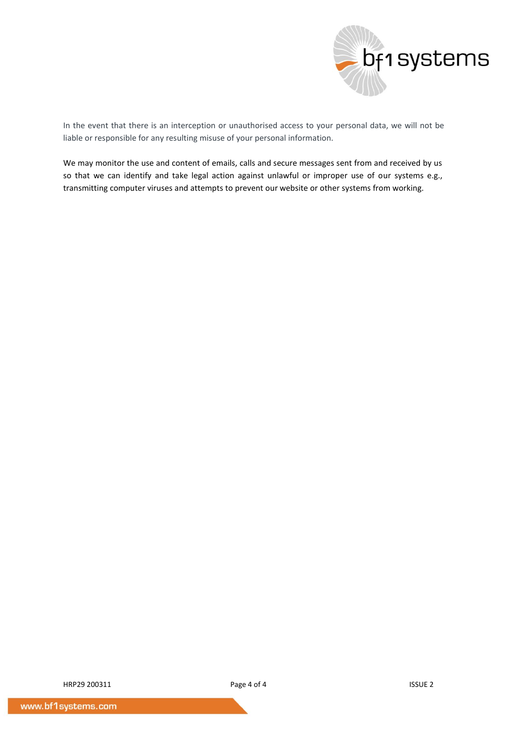In the event that there is an interception or unauthorised access to your personal data, we will not be liable or responsible for any resulting misuse of your personal information.

We may monitor the use and content of emails, calls and secure messages sent from and received by us so that we can identify and take legal action against unlawful or improper use of our systems e.g., transmitting computer viruses and attempts to prevent our website or other systems from working.